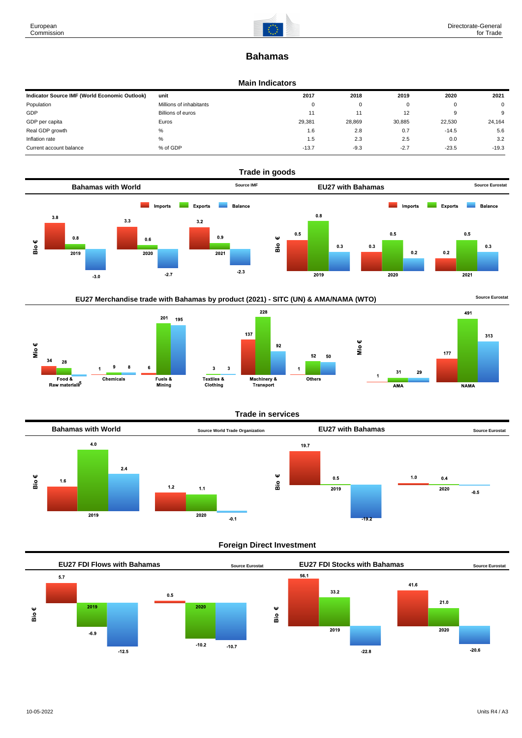European Commission

Directorate-General for Trade

# Bahamas

## Main Indicators

| Indicator Source IMF (World Economic Outlook) | unit | 2017 | 2018 | 2019 | 2020 | 2021 |
|---|---|---|---|---|---|---|
| Population | Millions of inhabitants | 0 | 0 | 0 | 0 | 0 |
| GDP | Billions of euros | 11 | 11 | 12 | 9 | 9 |
| GDP per capita | Euros | 29,381 | 28,869 | 30,885 | 22,530 | 24,164 |
| Real GDP growth | % | 1.6 | 2.8 | 0.7 | -14.5 | 5.6 |
| Inflation rate | % | 1.5 | 2.3 | 2.5 | 0.0 | 3.2 |
| Current account balance | % of GDP | -13.7 | -9.3 | -2.7 | -23.5 | -19.3 |

## Trade in goods

### Bahamas with World

Source IMF

Bio €

| | Imports | Exports | Balance |
|---|---|---|---|
| 2019 | 3.8 | 0.8 | -3.0 |
| 2020 | 3.3 | 0.6 | -2.7 |
| 2021 | 3.2 | 0.9 | -2.3 |

### EU27 with Bahamas

Source Eurostat

Bio €

| | Imports | Exports | Balance |
|---|---|---|---|
| 2019 | 0.5 | 0.8 | 0.3 |
| 2020 | 0.3 | 0.5 | 0.2 |
| 2021 | 0.2 | 0.5 | 0.3 |

### EU27 Merchandise trade with Bahamas by product (2021) - SITC (UN) & AMA/NAMA (WTO)

Source Eurostat

Mio €

| | Imports | Exports | Balance |
|---|---|---|---|
| Food & Raw materials | 34 | 28 | -5 |
| Chemicals | 1 | 9 | 8 |
| Fuels & Mining | 6 | 201 | 195 |
| Textiles & Clothing | | 3 | 3 |
| Machinery & Transport | 137 | 228 | 92 |
| Others | 1 | 52 | 50 |

Mio €

| | Imports | Exports | Balance |
|---|---|---|---|
| AMA | 1 | 31 | 29 |
| NAMA | 177 | 491 | 313 |

## Trade in services

### Bahamas with World

Source World Trade Organization

Bio €

| | Imports | Exports | Balance |
|---|---|---|---|
| 2019 | 1.6 | 4.0 | 2.4 |
| 2020 | 1.2 | 1.1 | -0.1 |

### EU27 with Bahamas

Source Eurostat

Bio €

| | Imports | Exports | Balance |
|---|---|---|---|
| 2019 | 19.7 | 0.5 | -19.2 |
| 2020 | 1.0 | 0.4 | -0.5 |

## Foreign Direct Investment

### EU27 FDI Flows with Bahamas

Source Eurostat

Bio €

| | Inward | Outward | Balance |
|---|---|---|---|
| 2019 | 5.7 | -6.9 | -12.5 |
| 2020 | 0.5 | -10.2 | -10.7 |

### EU27 FDI Stocks with Bahamas

Source Eurostat

Bio €

| | Inward | Outward | Balance |
|---|---|---|---|
| 2019 | 56.1 | 33.2 | -22.8 |
| 2020 | 41.6 | 21.0 | -20.6 |

10-05-2022

Units R4 / A3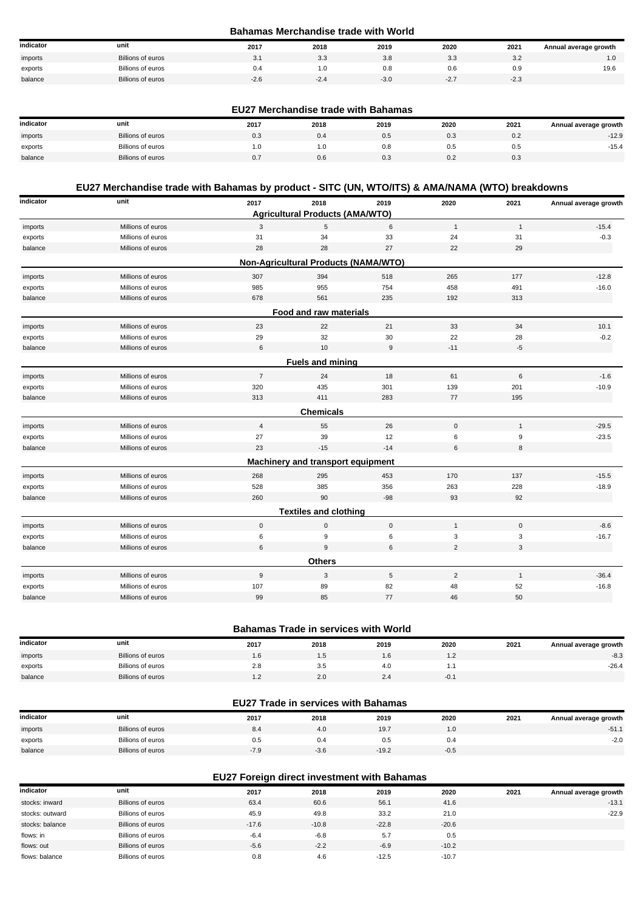### Bahamas Merchandise trade with World

| indicator | unit | 2017 | 2018 | 2019 | 2020 | 2021 | Annual average growth |
|---|---|---|---|---|---|---|---|
| imports | Billions of euros | 3.1 | 3.3 | 3.8 | 3.3 | 3.2 | 1.0 |
| exports | Billions of euros | 0.4 | 1.0 | 0.8 | 0.6 | 0.9 | 19.6 |
| balance | Billions of euros | -2.6 | -2.4 | -3.0 | -2.7 | -2.3 | |

### EU27 Merchandise trade with Bahamas

| indicator | unit | 2017 | 2018 | 2019 | 2020 | 2021 | Annual average growth |
|---|---|---|---|---|---|---|---|
| imports | Billions of euros | 0.3 | 0.4 | 0.5 | 0.3 | 0.2 | -12.9 |
| exports | Billions of euros | 1.0 | 1.0 | 0.8 | 0.5 | 0.5 | -15.4 |
| balance | Billions of euros | 0.7 | 0.6 | 0.3 | 0.2 | 0.3 | |

### EU27 Merchandise trade with Bahamas by product - SITC (UN, WTO/ITS) & AMA/NAMA (WTO) breakdowns

| indicator | unit | 2017 | 2018 | 2019 | 2020 | 2021 | Annual average growth |
|---|---|---|---|---|---|---|---|
| | | | **Agricultural Products (AMA/WTO)** | | | | |
| imports | Millions of euros | 3 | 5 | 6 | 1 | 1 | -15.4 |
| exports | Millions of euros | 31 | 34 | 33 | 24 | 31 | -0.3 |
| balance | Millions of euros | 28 | 28 | 27 | 22 | 29 | |
| | | | **Non-Agricultural Products (NAMA/WTO)** | | | | |
| imports | Millions of euros | 307 | 394 | 518 | 265 | 177 | -12.8 |
| exports | Millions of euros | 985 | 955 | 754 | 458 | 491 | -16.0 |
| balance | Millions of euros | 678 | 561 | 235 | 192 | 313 | |
| | | | **Food and raw materials** | | | | |
| imports | Millions of euros | 23 | 22 | 21 | 33 | 34 | 10.1 |
| exports | Millions of euros | 29 | 32 | 30 | 22 | 28 | -0.2 |
| balance | Millions of euros | 6 | 10 | 9 | -11 | -5 | |
| | | | **Fuels and mining** | | | | |
| imports | Millions of euros | 7 | 24 | 18 | 61 | 6 | -1.6 |
| exports | Millions of euros | 320 | 435 | 301 | 139 | 201 | -10.9 |
| balance | Millions of euros | 313 | 411 | 283 | 77 | 195 | |
| | | | **Chemicals** | | | | |
| imports | Millions of euros | 4 | 55 | 26 | 0 | 1 | -29.5 |
| exports | Millions of euros | 27 | 39 | 12 | 6 | 9 | -23.5 |
| balance | Millions of euros | 23 | -15 | -14 | 6 | 8 | |
| | | | **Machinery and transport equipment** | | | | |
| imports | Millions of euros | 268 | 295 | 453 | 170 | 137 | -15.5 |
| exports | Millions of euros | 528 | 385 | 356 | 263 | 228 | -18.9 |
| balance | Millions of euros | 260 | 90 | -98 | 93 | 92 | |
| | | | **Textiles and clothing** | | | | |
| imports | Millions of euros | 0 | 0 | 0 | 1 | 0 | -8.6 |
| exports | Millions of euros | 6 | 9 | 6 | 3 | 3 | -16.7 |
| balance | Millions of euros | 6 | 9 | 6 | 2 | 3 | |
| | | | **Others** | | | | |
| imports | Millions of euros | 9 | 3 | 5 | 2 | 1 | -36.4 |
| exports | Millions of euros | 107 | 89 | 82 | 48 | 52 | -16.8 |
| balance | Millions of euros | 99 | 85 | 77 | 46 | 50 | |

### Bahamas Trade in services with World

| indicator | unit | 2017 | 2018 | 2019 | 2020 | 2021 | Annual average growth |
|---|---|---|---|---|---|---|---|
| imports | Billions of euros | 1.6 | 1.5 | 1.6 | 1.2 | | -8.3 |
| exports | Billions of euros | 2.8 | 3.5 | 4.0 | 1.1 | | -26.4 |
| balance | Billions of euros | 1.2 | 2.0 | 2.4 | -0.1 | | |

### EU27 Trade in services with Bahamas

| indicator | unit | 2017 | 2018 | 2019 | 2020 | 2021 | Annual average growth |
|---|---|---|---|---|---|---|---|
| imports | Billions of euros | 8.4 | 4.0 | 19.7 | 1.0 | | -51.1 |
| exports | Billions of euros | 0.5 | 0.4 | 0.5 | 0.4 | | -2.0 |
| balance | Billions of euros | -7.9 | -3.6 | -19.2 | -0.5 | | |

### EU27 Foreign direct investment with Bahamas

| indicator | unit | 2017 | 2018 | 2019 | 2020 | 2021 | Annual average growth |
|---|---|---|---|---|---|---|---|
| stocks: inward | Billions of euros | 63.4 | 60.6 | 56.1 | 41.6 | | -13.1 |
| stocks: outward | Billions of euros | 45.9 | 49.8 | 33.2 | 21.0 | | -22.9 |
| stocks: balance | Billions of euros | -17.6 | -10.8 | -22.8 | -20.6 | | |
| flows: in | Billions of euros | -6.4 | -6.8 | 5.7 | 0.5 | | |
| flows: out | Billions of euros | -5.6 | -2.2 | -6.9 | -10.2 | | |
| flows: balance | Billions of euros | 0.8 | 4.6 | -12.5 | -10.7 | | |